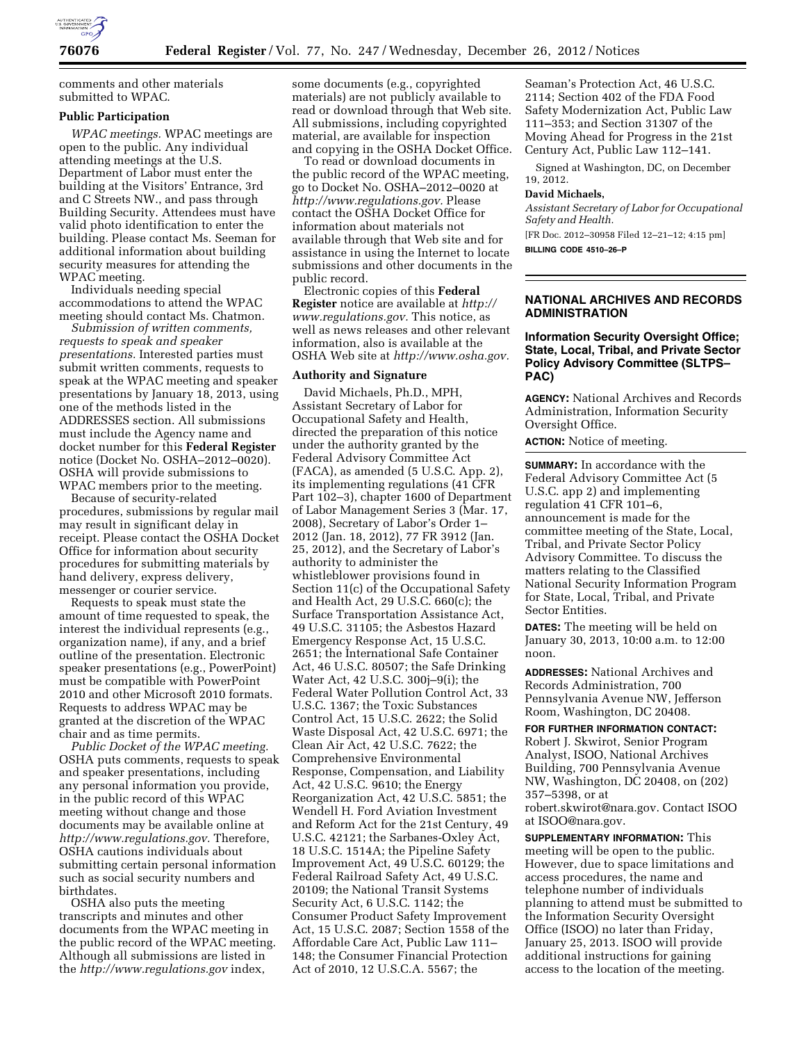comments and other materials submitted to WPAC.

## Public Participation

*WPAC meetings.* WPAC meetings are open to the public. Any individual attending meetings at the U.S. Department of Labor must enter the building at the Visitors' Entrance, 3rd and C Streets NW., and pass through Building Security. Attendees must have valid photo identification to enter the building. Please contact Ms. Seeman for additional information about building security measures for attending the WPAC meeting.

Individuals needing special accommodations to attend the WPAC meeting should contact Ms. Chatmon.

*Submission of written comments, requests to speak and speaker presentations.* Interested parties must submit written comments, requests to speak at the WPAC meeting and speaker presentations by January 18, 2013, using one of the methods listed in the ADDRESSES section. All submissions must include the Agency name and docket number for this **Federal Register** notice (Docket No. OSHA–2012–0020). OSHA will provide submissions to WPAC members prior to the meeting.

Because of security-related procedures, submissions by regular mail may result in significant delay in receipt. Please contact the OSHA Docket Office for information about security procedures for submitting materials by hand delivery, express delivery, messenger or courier service.

Requests to speak must state the amount of time requested to speak, the interest the individual represents (e.g., organization name), if any, and a brief outline of the presentation. Electronic speaker presentations (e.g., PowerPoint) must be compatible with PowerPoint 2010 and other Microsoft 2010 formats. Requests to address WPAC may be granted at the discretion of the WPAC chair and as time permits.

*Public Docket of the WPAC meeting.* OSHA puts comments, requests to speak and speaker presentations, including any personal information you provide, in the public record of this WPAC meeting without change and those documents may be available online at *http://www.regulations.gov*. Therefore, OSHA cautions individuals about submitting certain personal information such as social security numbers and birthdates.

OSHA also puts the meeting transcripts and minutes and other documents from the WPAC meeting in the public record of the WPAC meeting. Although all submissions are listed in the *http://www.regulations.gov* index, some documents (e.g., copyrighted materials) are not publicly available to read or download through that Web site. All submissions, including copyrighted material, are available for inspection and copying in the OSHA Docket Office.

To read or download documents in the public record of the WPAC meeting, go to Docket No. OSHA–2012–0020 at *http://www.regulations.gov*. Please contact the OSHA Docket Office for information about materials not available through that Web site and for assistance in using the Internet to locate submissions and other documents in the public record.

Electronic copies of this **Federal Register** notice are available at *http://www.regulations.gov*. This notice, as well as news releases and other relevant information, also is available at the OSHA Web site at *http://www.osha.gov*.

## Authority and Signature

David Michaels, Ph.D., MPH, Assistant Secretary of Labor for Occupational Safety and Health, directed the preparation of this notice under the authority granted by the Federal Advisory Committee Act (FACA), as amended (5 U.S.C. App. 2), its implementing regulations (41 CFR Part 102–3), chapter 1600 of Department of Labor Management Series 3 (Mar. 17, 2008), Secretary of Labor's Order 1–2012 (Jan. 18, 2012), 77 FR 3912 (Jan. 25, 2012), and the Secretary of Labor's authority to administer the whistleblower provisions found in Section 11(c) of the Occupational Safety and Health Act, 29 U.S.C. 660(c); the Surface Transportation Assistance Act, 49 U.S.C. 31105; the Asbestos Hazard Emergency Response Act, 15 U.S.C. 2651; the International Safe Container Act, 46 U.S.C. 80507; the Safe Drinking Water Act, 42 U.S.C. 300j–9(i); the Federal Water Pollution Control Act, 33 U.S.C. 1367; the Toxic Substances Control Act, 15 U.S.C. 2622; the Solid Waste Disposal Act, 42 U.S.C. 6971; the Clean Air Act, 42 U.S.C. 7622; the Comprehensive Environmental Response, Compensation, and Liability Act, 42 U.S.C. 9610; the Energy Reorganization Act, 42 U.S.C. 5851; the Wendell H. Ford Aviation Investment and Reform Act for the 21st Century, 49 U.S.C. 42121; the Sarbanes-Oxley Act, 18 U.S.C. 1514A; the Pipeline Safety Improvement Act, 49 U.S.C. 60129; the Federal Railroad Safety Act, 49 U.S.C. 20109; the National Transit Systems Security Act, 6 U.S.C. 1142; the Consumer Product Safety Improvement Act, 15 U.S.C. 2087; Section 1558 of the Affordable Care Act, Public Law 111–148; the Consumer Financial Protection Act of 2010, 12 U.S.C.A. 5567; the Seaman's Protection Act, 46 U.S.C. 2114; Section 402 of the FDA Food Safety Modernization Act, Public Law 111–353; and Section 31307 of the Moving Ahead for Progress in the 21st Century Act, Public Law 112–141.

Signed at Washington, DC, on December 19, 2012.

**David Michaels,**

*Assistant Secretary of Labor for Occupational Safety and Health.*

[FR Doc. 2012–30958 Filed 12–21–12; 4:15 pm]

**BILLING CODE 4510–26–P**

---

# NATIONAL ARCHIVES AND RECORDS ADMINISTRATION

## Information Security Oversight Office; State, Local, Tribal, and Private Sector Policy Advisory Committee (SLTPS–PAC)

**AGENCY:** National Archives and Records Administration, Information Security Oversight Office.

**ACTION:** Notice of meeting.

**SUMMARY:** In accordance with the Federal Advisory Committee Act (5 U.S.C. app 2) and implementing regulation 41 CFR 101–6, announcement is made for the committee meeting of the State, Local, Tribal, and Private Sector Policy Advisory Committee. To discuss the matters relating to the Classified National Security Information Program for State, Local, Tribal, and Private Sector Entities.

**DATES:** The meeting will be held on January 30, 2013, 10:00 a.m. to 12:00 noon.

**ADDRESSES:** National Archives and Records Administration, 700 Pennsylvania Avenue NW, Jefferson Room, Washington, DC 20408.

**FOR FURTHER INFORMATION CONTACT:** Robert J. Skwirot, Senior Program Analyst, ISOO, National Archives Building, 700 Pennsylvania Avenue NW, Washington, DC 20408, on (202) 357–5398, or at robert.skwirot@nara.gov. Contact ISOO at ISOO@nara.gov.

**SUPPLEMENTARY INFORMATION:** This meeting will be open to the public. However, due to space limitations and access procedures, the name and telephone number of individuals planning to attend must be submitted to the Information Security Oversight Office (ISOO) no later than Friday, January 25, 2013. ISOO will provide additional instructions for gaining access to the location of the meeting.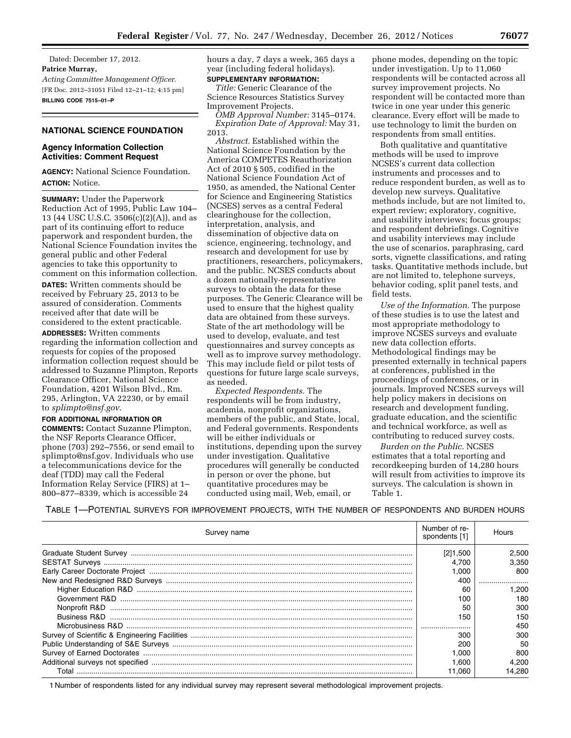Dated: December 17, 2012.

**Patrice Murray,**

*Acting Committee Management Officer.*

[FR Doc. 2012–31051 Filed 12–21–12; 4:15 pm]

**BILLING CODE 7515–01–P**

## NATIONAL SCIENCE FOUNDATION

### Agency Information Collection Activities: Comment Request

**AGENCY:** National Science Foundation.

**ACTION:** Notice.

**SUMMARY:** Under the Paperwork Reduction Act of 1995, Public Law 104–13 (44 USC U.S.C. 3506(c)(2)(A)), and as part of its continuing effort to reduce paperwork and respondent burden, the National Science Foundation invites the general public and other Federal agencies to take this opportunity to comment on this information collection.

**DATES:** Written comments should be received by February 25, 2013 to be assured of consideration. Comments received after that date will be considered to the extent practicable.

**ADDRESSES:** Written comments regarding the information collection and requests for copies of the proposed information collection request should be addressed to Suzanne Plimpton, Reports Clearance Officer, National Science Foundation, 4201 Wilson Blvd., Rm. 295, Arlington, VA 22230, or by email to *splimpto@nsf.gov*.

**FOR ADDITIONAL INFORMATION OR COMMENTS:** Contact Suzanne Plimpton, the NSF Reports Clearance Officer, phone (703) 292–7556, or send email to splimpto@nsf.gov. Individuals who use a telecommunications device for the deaf (TDD) may call the Federal Information Relay Service (FIRS) at 1–800–877–8339, which is accessible 24 hours a day, 7 days a week, 365 days a year (including federal holidays).

**SUPPLEMENTARY INFORMATION:**

*Title:* Generic Clearance of the Science Resources Statistics Survey Improvement Projects.

*OMB Approval Number:* 3145–0174.

*Expiration Date of Approval:* May 31, 2013.

*Abstract.* Established within the National Science Foundation by the America COMPETES Reauthorization Act of 2010 § 505, codified in the National Science Foundation Act of 1950, as amended, the National Center for Science and Engineering Statistics (NCSES) serves as a central Federal clearinghouse for the collection, interpretation, analysis, and dissemination of objective data on science, engineering, technology, and research and development for use by practitioners, researchers, policymakers, and the public. NCSES conducts about a dozen nationally-representative surveys to obtain the data for these purposes. The Generic Clearance will be used to ensure that the highest quality data are obtained from these surveys. State of the art methodology will be used to develop, evaluate, and test questionnaires and survey concepts as well as to improve survey methodology. This may include field or pilot tests of questions for future large scale surveys, as needed.

*Expected Respondents.* The respondents will be from industry, academia, nonprofit organizations, members of the public, and State, local, and Federal governments. Respondents will be either individuals or institutions, depending upon the survey under investigation. Qualitative procedures will generally be conducted in person or over the phone, but quantitative procedures may be conducted using mail, Web, email, or phone modes, depending on the topic under investigation. Up to 11,060 respondents will be contacted across all survey improvement projects. No respondent will be contacted more than twice in one year under this generic clearance. Every effort will be made to use technology to limit the burden on respondents from small entities.

Both qualitative and quantitative methods will be used to improve NCSES's current data collection instruments and processes and to reduce respondent burden, as well as to develop new surveys. Qualitative methods include, but are not limited to, expert review; exploratory, cognitive, and usability interviews; focus groups; and respondent debriefings. Cognitive and usability interviews may include the use of scenarios, paraphrasing, card sorts, vignette classifications, and rating tasks. Quantitative methods include, but are not limited to, telephone surveys, behavior coding, split panel tests, and field tests.

*Use of the Information.* The purpose of these studies is to use the latest and most appropriate methodology to improve NCSES surveys and evaluate new data collection efforts. Methodological findings may be presented externally in technical papers at conferences, published in the proceedings of conferences, or in journals. Improved NCSES surveys will help policy makers in decisions on research and development funding, graduate education, and the scientific and technical workforce, as well as contributing to reduced survey costs.

*Burden on the Public.* NCSES estimates that a total reporting and recordkeeping burden of 14,280 hours will result from activities to improve its surveys. The calculation is shown in Table 1.

TABLE 1—POTENTIAL SURVEYS FOR IMPROVEMENT PROJECTS, WITH THE NUMBER OF RESPONDENTS AND BURDEN HOURS

| Survey name | Number of respondents [1] | Hours |
|---|---|---|
| Graduate Student Survey | [2]1,500 | 2,500 |
| SESTAT Surveys | 4,700 | 3,350 |
| Early Career Doctorate Project | 1,000 | 800 |
| New and Redesigned R&D Surveys | 400 | |
| Higher Education R&D | 60 | 1,200 |
| Government R&D | 100 | 180 |
| Nonprofit R&D | 50 | 300 |
| Business R&D | 150 | 150 |
| Microbusiness R&D | | 450 |
| Survey of Scientific & Engineering Facilities | 300 | 300 |
| Public Understanding of S&E Surveys | 200 | 50 |
| Survey of Earned Doctorates | 1,000 | 800 |
| Additional surveys not specified | 1,600 | 4,200 |
| Total | 11,060 | 14,280 |

1 Number of respondents listed for any individual survey may represent several methodological improvement projects.